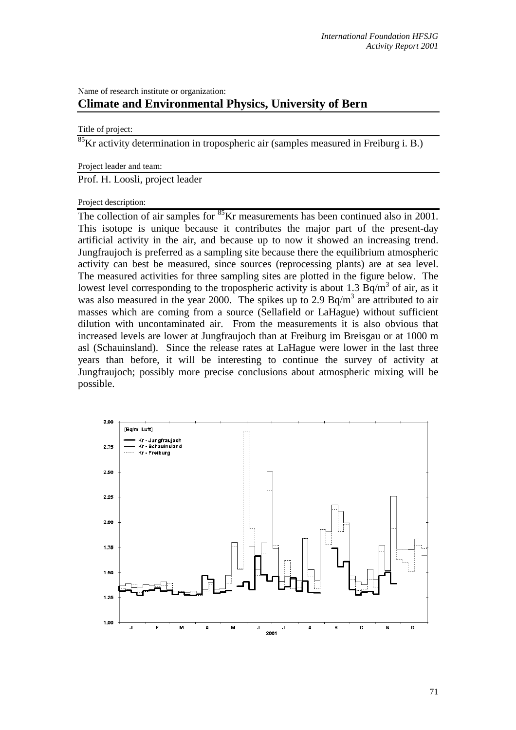Name of research institute or organization:

## Climate and Environmental Physics, University of Bern

Title of project:

$^{85}$Kr activity determination in tropospheric air (samples measured in Freiburg i. B.)

Project leader and team:

Prof. H. Loosli, project leader

Project description:

The collection of air samples for $^{85}$Kr measurements has been continued also in 2001. This isotope is unique because it contributes the major part of the present-day artificial activity in the air, and because up to now it showed an increasing trend. Jungfraujoch is preferred as a sampling site because there the equilibrium atmospheric activity can best be measured, since sources (reprocessing plants) are at sea level. The measured activities for three sampling sites are plotted in the figure below. The lowest level corresponding to the tropospheric activity is about 1.3 Bq/m$^3$ of air, as it was also measured in the year 2000. The spikes up to 2.9 Bq/m$^3$ are attributed to air masses which are coming from a source (Sellafield or LaHague) without sufficient dilution with uncontaminated air. From the measurements it is also obvious that increased levels are lower at Jungfraujoch than at Freiburg im Breisgau or at 1000 m asl (Schauinsland). Since the release rates at LaHague were lower in the last three years than before, it will be interesting to continue the survey of activity at Jungfraujoch; possibly more precise conclusions about atmospheric mixing will be possible.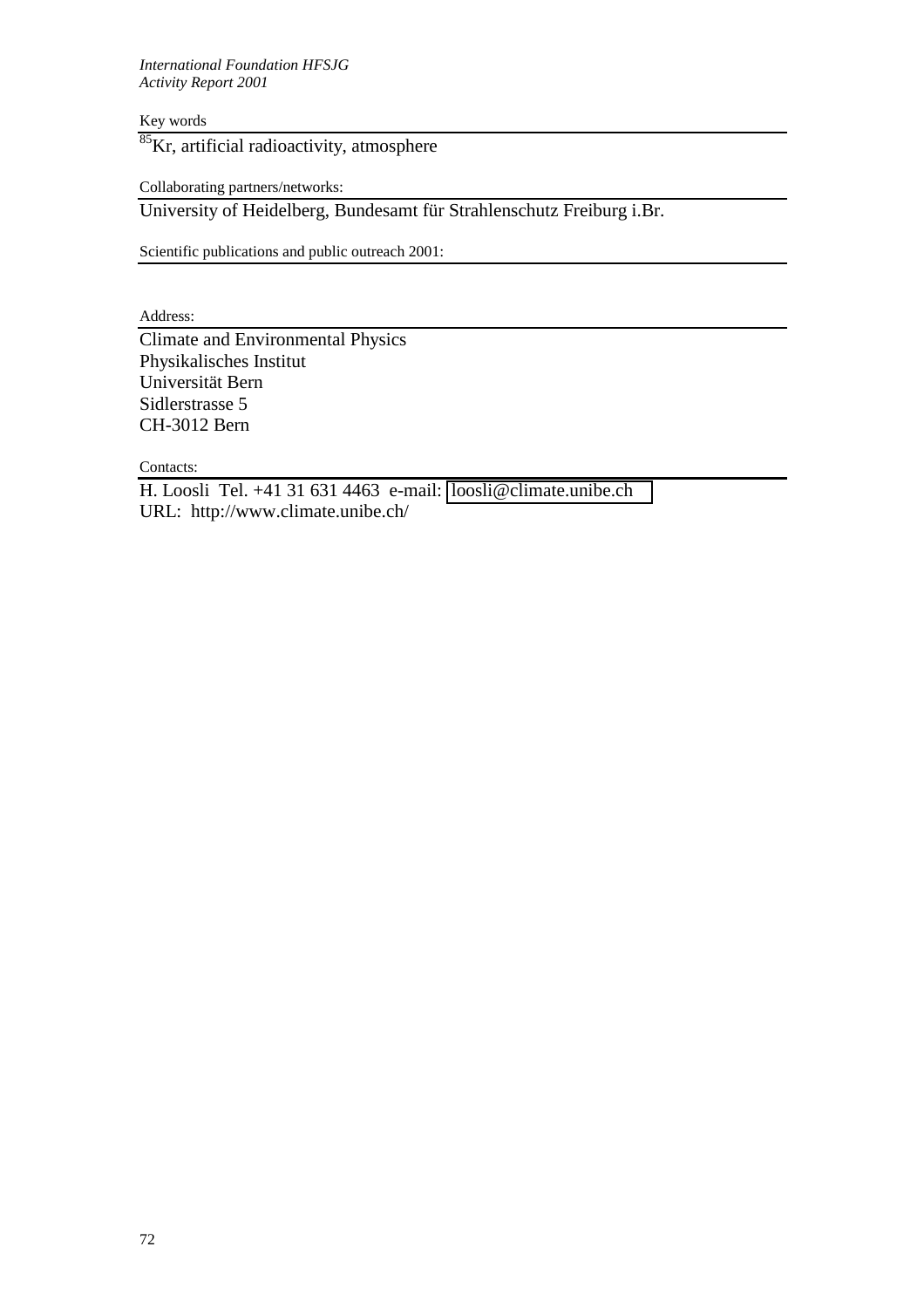Key words

$^{85}$Kr, artificial radioactivity, atmosphere

Collaborating partners/networks:

University of Heidelberg, Bundesamt für Strahlenschutz Freiburg i.Br.

Scientific publications and public outreach 2001:

Address:

Climate and Environmental Physics
Physikalisches Institut
Universität Bern
Sidlerstrasse 5
CH-3012 Bern

Contacts:

H. Loosli Tel. +41 31 631 4463 e-mail: loosli@climate.unibe.ch
URL: http://www.climate.unibe.ch/